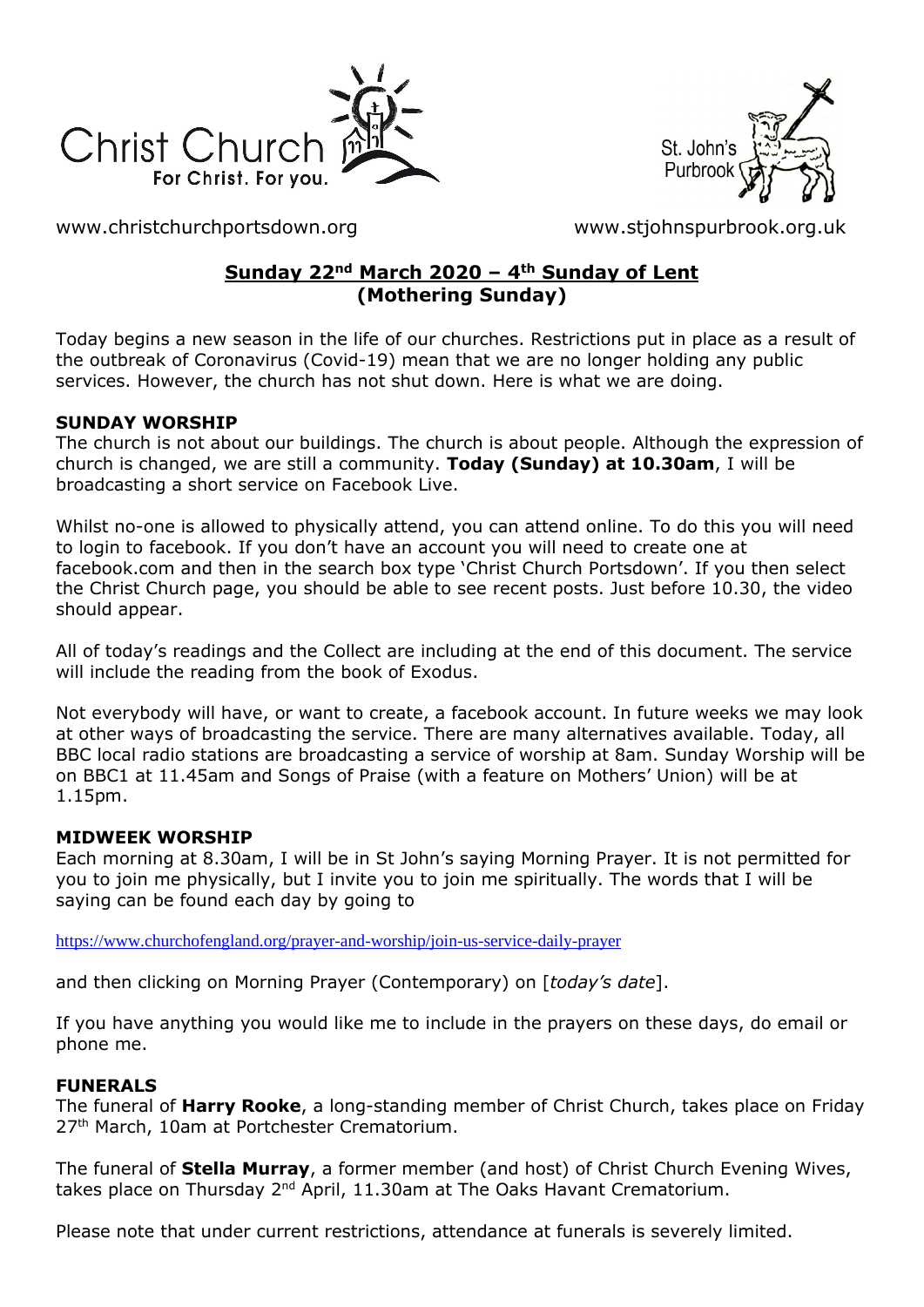Christ Church For Christ. For you.

St. John's Purbrook

www.christchurchportsdown.org www.stjohnspurbrook.org.uk

## Sunday 22nd March 2020 – 4th Sunday of Lent (Mothering Sunday)

Today begins a new season in the life of our churches. Restrictions put in place as a result of the outbreak of Coronavirus (Covid-19) mean that we are no longer holding any public services. However, the church has not shut down. Here is what we are doing.

**SUNDAY WORSHIP**

The church is not about our buildings. The church is about people. Although the expression of church is changed, we are still a community. **Today (Sunday) at 10.30am**, I will be broadcasting a short service on Facebook Live.

Whilst no-one is allowed to physically attend, you can attend online. To do this you will need to login to facebook. If you don't have an account you will need to create one at facebook.com and then in the search box type 'Christ Church Portsdown'. If you then select the Christ Church page, you should be able to see recent posts. Just before 10.30, the video should appear.

All of today's readings and the Collect are including at the end of this document. The service will include the reading from the book of Exodus.

Not everybody will have, or want to create, a facebook account. In future weeks we may look at other ways of broadcasting the service. There are many alternatives available. Today, all BBC local radio stations are broadcasting a service of worship at 8am. Sunday Worship will be on BBC1 at 11.45am and Songs of Praise (with a feature on Mothers' Union) will be at 1.15pm.

**MIDWEEK WORSHIP**

Each morning at 8.30am, I will be in St John's saying Morning Prayer. It is not permitted for you to join me physically, but I invite you to join me spiritually. The words that I will be saying can be found each day by going to

https://www.churchofengland.org/prayer-and-worship/join-us-service-daily-prayer

and then clicking on Morning Prayer (Contemporary) on [*today's date*].

If you have anything you would like me to include in the prayers on these days, do email or phone me.

**FUNERALS**

The funeral of **Harry Rooke**, a long-standing member of Christ Church, takes place on Friday 27th March, 10am at Portchester Crematorium.

The funeral of **Stella Murray**, a former member (and host) of Christ Church Evening Wives, takes place on Thursday 2nd April, 11.30am at The Oaks Havant Crematorium.

Please note that under current restrictions, attendance at funerals is severely limited.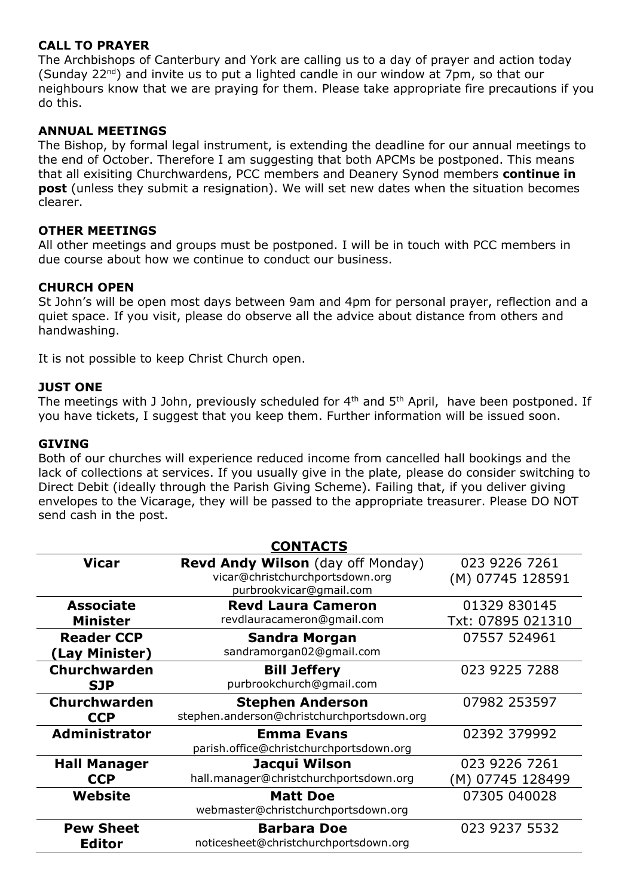### CALL TO PRAYER

The Archbishops of Canterbury and York are calling us to a day of prayer and action today (Sunday 22nd) and invite us to put a lighted candle in our window at 7pm, so that our neighbours know that we are praying for them. Please take appropriate fire precautions if you do this.

### ANNUAL MEETINGS

The Bishop, by formal legal instrument, is extending the deadline for our annual meetings to the end of October. Therefore I am suggesting that both APCMs be postponed. This means that all exisiting Churchwardens, PCC members and Deanery Synod members **continue in post** (unless they submit a resignation). We will set new dates when the situation becomes clearer.

### OTHER MEETINGS

All other meetings and groups must be postponed. I will be in touch with PCC members in due course about how we continue to conduct our business.

### CHURCH OPEN

St John's will be open most days between 9am and 4pm for personal prayer, reflection and a quiet space. If you visit, please do observe all the advice about distance from others and handwashing.

It is not possible to keep Christ Church open.

### JUST ONE

The meetings with J John, previously scheduled for 4th and 5th April, have been postponed. If you have tickets, I suggest that you keep them. Further information will be issued soon.

### GIVING

Both of our churches will experience reduced income from cancelled hall bookings and the lack of collections at services. If you usually give in the plate, please do consider switching to Direct Debit (ideally through the Parish Giving Scheme). Failing that, if you deliver giving envelopes to the Vicarage, they will be passed to the appropriate treasurer. Please DO NOT send cash in the post.

## CONTACTS

| | | |
|---|---|---|
| **Vicar** | **Revd Andy Wilson** (day off Monday)<br>vicar@christchurchportsdown.org<br>purbrookvicar@gmail.com | 023 9226 7261<br>(M) 07745 128591 |
| **Associate Minister** | **Revd Laura Cameron**<br>revdlauracameron@gmail.com | 01329 830145<br>Txt: 07895 021310 |
| **Reader CCP (Lay Minister)** | **Sandra Morgan**<br>sandramorgan02@gmail.com | 07557 524961 |
| **Churchwarden SJP** | **Bill Jeffery**<br>purbrookchurch@gmail.com | 023 9225 7288 |
| **Churchwarden CCP** | **Stephen Anderson**<br>stephen.anderson@christchurchportsdown.org | 07982 253597 |
| **Administrator** | **Emma Evans**<br>parish.office@christchurchportsdown.org | 02392 379992 |
| **Hall Manager CCP** | **Jacqui Wilson**<br>hall.manager@christchurchportsdown.org | 023 9226 7261<br>(M) 07745 128499 |
| **Website** | **Matt Doe**<br>webmaster@christchurchportsdown.org | 07305 040028 |
| **Pew Sheet Editor** | **Barbara Doe**<br>noticesheet@christchurchportsdown.org | 023 9237 5532 |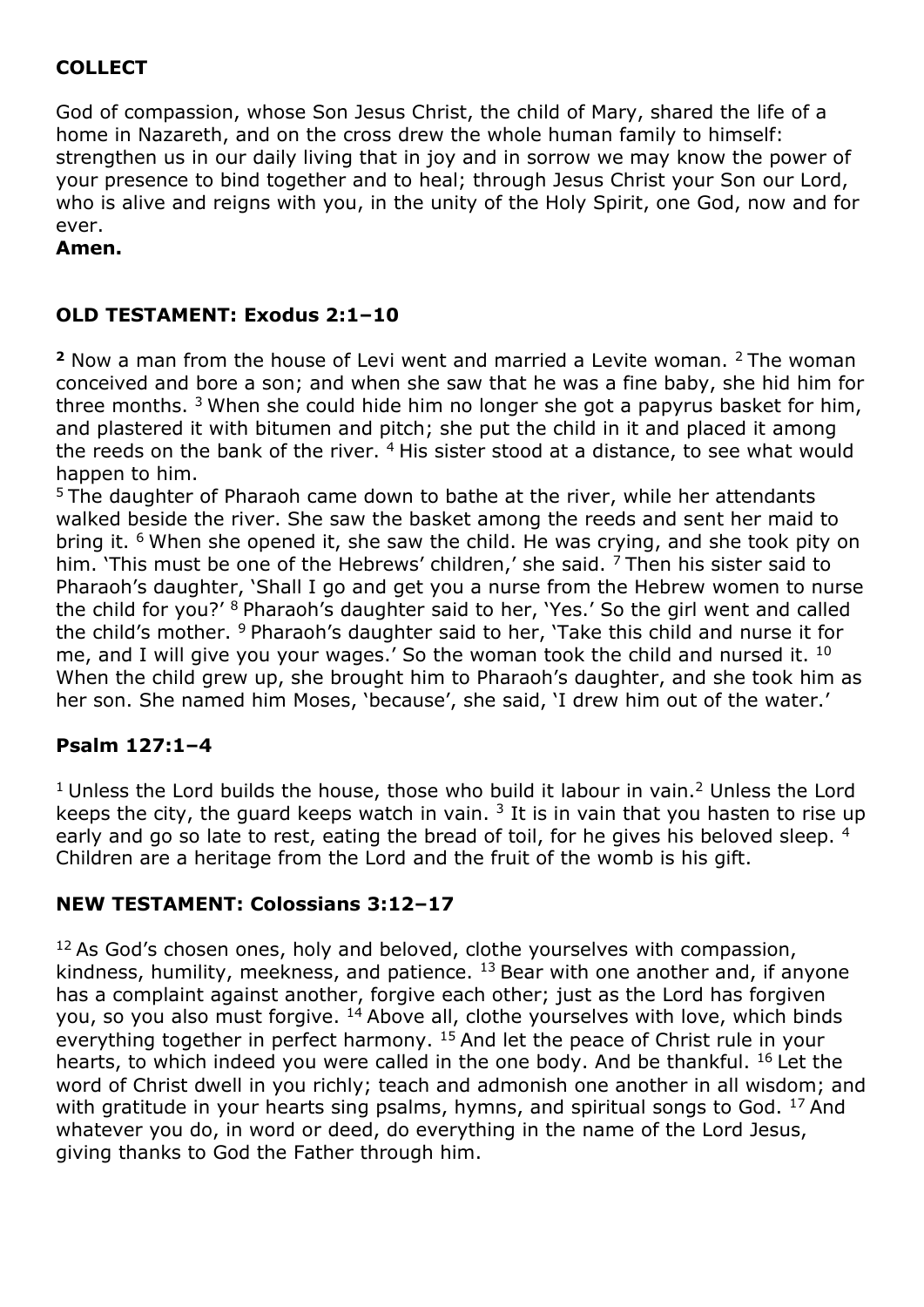**COLLECT**

God of compassion, whose Son Jesus Christ, the child of Mary, shared the life of a home in Nazareth, and on the cross drew the whole human family to himself: strengthen us in our daily living that in joy and in sorrow we may know the power of your presence to bind together and to heal; through Jesus Christ your Son our Lord, who is alive and reigns with you, in the unity of the Holy Spirit, one God, now and for ever.
**Amen.**

## OLD TESTAMENT: Exodus 2:1–10

**2** Now a man from the house of Levi went and married a Levite woman. [2] The woman conceived and bore a son; and when she saw that he was a fine baby, she hid him for three months. [3] When she could hide him no longer she got a papyrus basket for him, and plastered it with bitumen and pitch; she put the child in it and placed it among the reeds on the bank of the river. [4] His sister stood at a distance, to see what would happen to him.
[5] The daughter of Pharaoh came down to bathe at the river, while her attendants walked beside the river. She saw the basket among the reeds and sent her maid to bring it. [6] When she opened it, she saw the child. He was crying, and she took pity on him. 'This must be one of the Hebrews' children,' she said. [7] Then his sister said to Pharaoh's daughter, 'Shall I go and get you a nurse from the Hebrew women to nurse the child for you?' [8] Pharaoh's daughter said to her, 'Yes.' So the girl went and called the child's mother. [9] Pharaoh's daughter said to her, 'Take this child and nurse it for me, and I will give you your wages.' So the woman took the child and nursed it. [10] When the child grew up, she brought him to Pharaoh's daughter, and she took him as her son. She named him Moses, 'because', she said, 'I drew him out of the water.'

## Psalm 127:1–4

[1] Unless the Lord builds the house, those who build it labour in vain.[2] Unless the Lord keeps the city, the guard keeps watch in vain. [3] It is in vain that you hasten to rise up early and go so late to rest, eating the bread of toil, for he gives his beloved sleep. [4] Children are a heritage from the Lord and the fruit of the womb is his gift.

## NEW TESTAMENT: Colossians 3:12–17

[12] As God's chosen ones, holy and beloved, clothe yourselves with compassion, kindness, humility, meekness, and patience. [13] Bear with one another and, if anyone has a complaint against another, forgive each other; just as the Lord has forgiven you, so you also must forgive. [14] Above all, clothe yourselves with love, which binds everything together in perfect harmony. [15] And let the peace of Christ rule in your hearts, to which indeed you were called in the one body. And be thankful. [16] Let the word of Christ dwell in you richly; teach and admonish one another in all wisdom; and with gratitude in your hearts sing psalms, hymns, and spiritual songs to God. [17] And whatever you do, in word or deed, do everything in the name of the Lord Jesus, giving thanks to God the Father through him.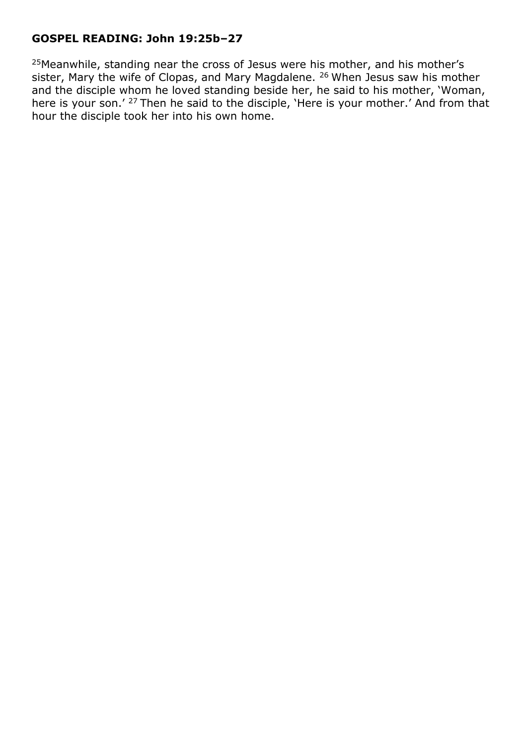**GOSPEL READING: John 19:25b–27**

[25]Meanwhile, standing near the cross of Jesus were his mother, and his mother's sister, Mary the wife of Clopas, and Mary Magdalene. [26] When Jesus saw his mother and the disciple whom he loved standing beside her, he said to his mother, 'Woman, here is your son.' [27] Then he said to the disciple, 'Here is your mother.' And from that hour the disciple took her into his own home.